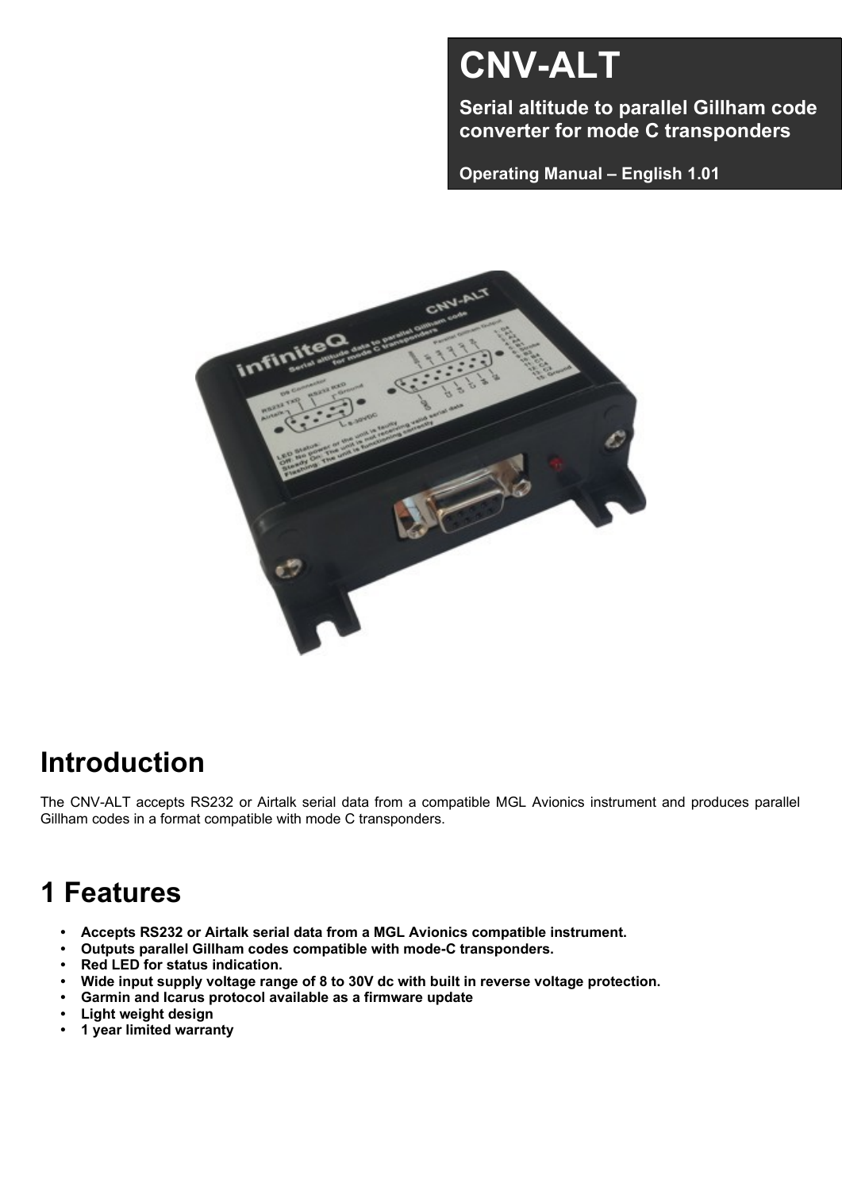# CNV-ALT

**Serial altitude to parallel Gillham code converter for mode C transponders**

**Operating Manual – English 1.01**

# Introduction

The CNV-ALT accepts RS232 or Airtalk serial data from a compatible MGL Avionics instrument and produces parallel Gillham codes in a format compatible with mode C transponders.

# 1 Features

- **Accepts RS232 or Airtalk serial data from a MGL Avionics compatible instrument.**
- **Outputs parallel Gillham codes compatible with mode-C transponders.**
- **Red LED for status indication.**
- **Wide input supply voltage range of 8 to 30V dc with built in reverse voltage protection.**
- **Garmin and Icarus protocol available as a firmware update**
- **Light weight design**
- **1 year limited warranty**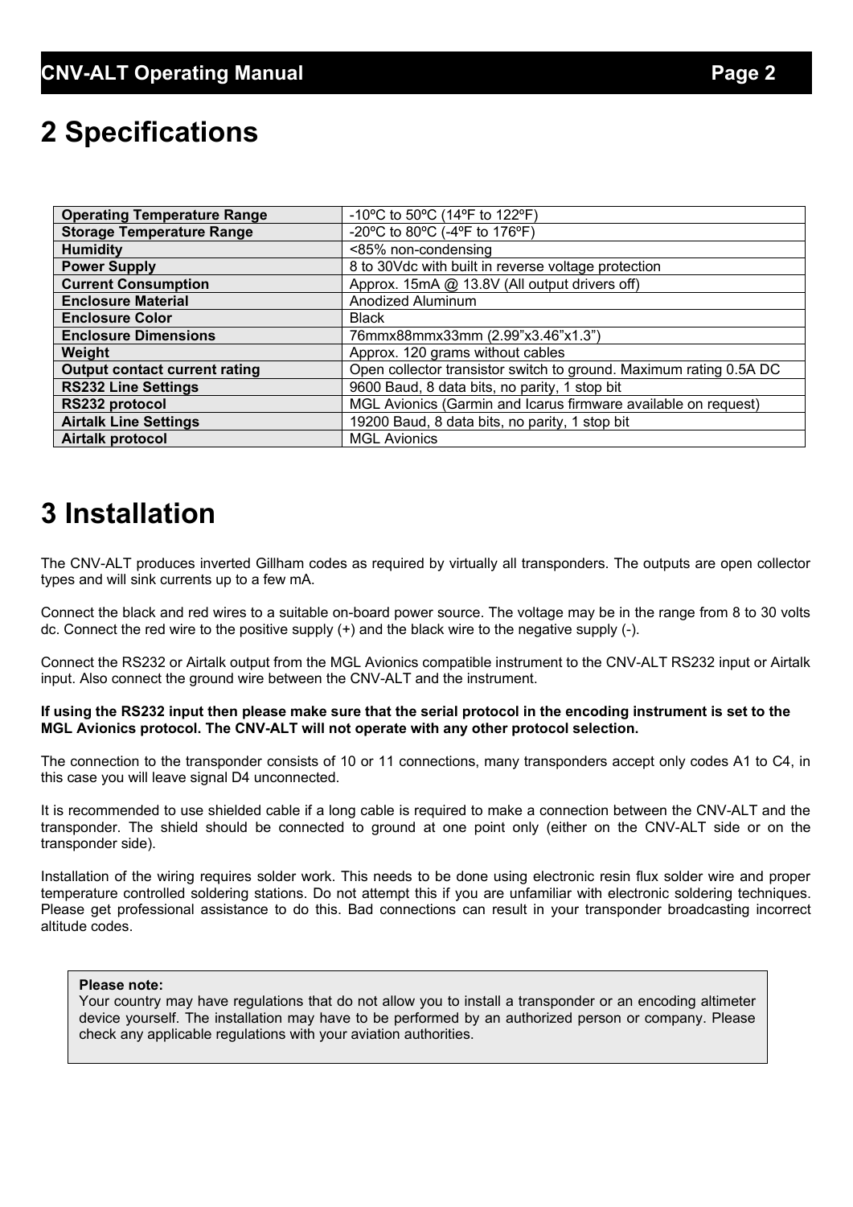# 2 Specifications

| | |
|---|---|
| **Operating Temperature Range** | -10ºC to 50ºC (14ºF to 122ºF) |
| **Storage Temperature Range** | -20ºC to 80ºC (-4ºF to 176ºF) |
| **Humidity** | <85% non-condensing |
| **Power Supply** | 8 to 30Vdc with built in reverse voltage protection |
| **Current Consumption** | Approx. 15mA @ 13.8V (All output drivers off) |
| **Enclosure Material** | Anodized Aluminum |
| **Enclosure Color** | Black |
| **Enclosure Dimensions** | 76mmx88mmx33mm (2.99"x3.46"x1.3") |
| **Weight** | Approx. 120 grams without cables |
| **Output contact current rating** | Open collector transistor switch to ground. Maximum rating 0.5A DC |
| **RS232 Line Settings** | 9600 Baud, 8 data bits, no parity, 1 stop bit |
| **RS232 protocol** | MGL Avionics (Garmin and Icarus firmware available on request) |
| **Airtalk Line Settings** | 19200 Baud, 8 data bits, no parity, 1 stop bit |
| **Airtalk protocol** | MGL Avionics |

# 3 Installation

The CNV-ALT produces inverted Gillham codes as required by virtually all transponders. The outputs are open collector types and will sink currents up to a few mA.

Connect the black and red wires to a suitable on-board power source. The voltage may be in the range from 8 to 30 volts dc. Connect the red wire to the positive supply (+) and the black wire to the negative supply (-).

Connect the RS232 or Airtalk output from the MGL Avionics compatible instrument to the CNV-ALT RS232 input or Airtalk input. Also connect the ground wire between the CNV-ALT and the instrument.

**If using the RS232 input then please make sure that the serial protocol in the encoding instrument is set to the MGL Avionics protocol. The CNV-ALT will not operate with any other protocol selection.**

The connection to the transponder consists of 10 or 11 connections, many transponders accept only codes A1 to C4, in this case you will leave signal D4 unconnected.

It is recommended to use shielded cable if a long cable is required to make a connection between the CNV-ALT and the transponder. The shield should be connected to ground at one point only (either on the CNV-ALT side or on the transponder side).

Installation of the wiring requires solder work. This needs to be done using electronic resin flux solder wire and proper temperature controlled soldering stations. Do not attempt this if you are unfamiliar with electronic soldering techniques. Please get professional assistance to do this. Bad connections can result in your transponder broadcasting incorrect altitude codes.

> **Please note:**
> Your country may have regulations that do not allow you to install a transponder or an encoding altimeter device yourself. The installation may have to be performed by an authorized person or company. Please check any applicable regulations with your aviation authorities.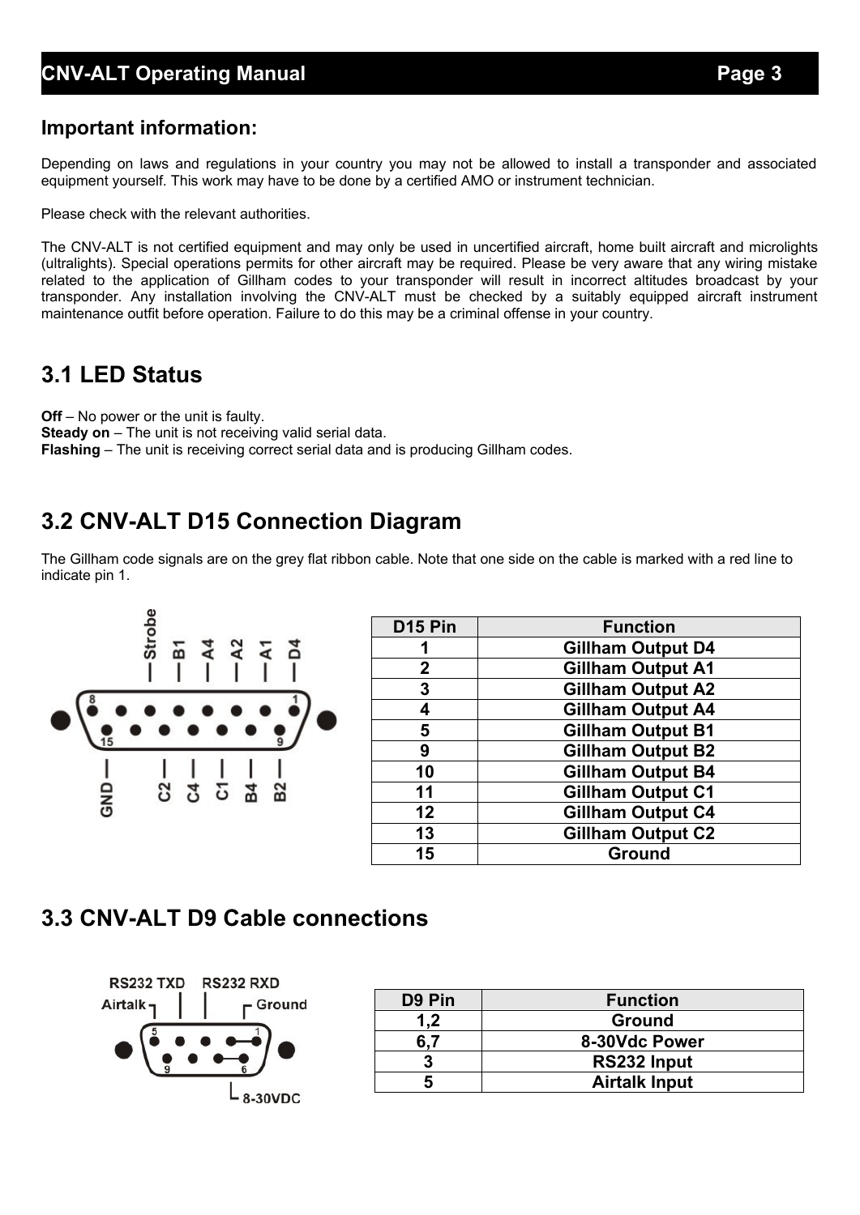## Important information:

Depending on laws and regulations in your country you may not be allowed to install a transponder and associated equipment yourself. This work may have to be done by a certified AMO or instrument technician.

Please check with the relevant authorities.

The CNV-ALT is not certified equipment and may only be used in uncertified aircraft, home built aircraft and microlights (ultralights). Special operations permits for other aircraft may be required. Please be very aware that any wiring mistake related to the application of Gillham codes to your transponder will result in incorrect altitudes broadcast by your transponder. Any installation involving the CNV-ALT must be checked by a suitably equipped aircraft instrument maintenance outfit before operation. Failure to do this may be a criminal offense in your country.

## 3.1 LED Status

**Off** – No power or the unit is faulty.
**Steady on** – The unit is not receiving valid serial data.
**Flashing** – The unit is receiving correct serial data and is producing Gillham codes.

## 3.2 CNV-ALT D15 Connection Diagram

The Gillham code signals are on the grey flat ribbon cable. Note that one side on the cable is marked with a red line to indicate pin 1.

| D15 Pin | Function |
|---|---|
| 1 | Gillham Output D4 |
| 2 | Gillham Output A1 |
| 3 | Gillham Output A2 |
| 4 | Gillham Output A4 |
| 5 | Gillham Output B1 |
| 9 | Gillham Output B2 |
| 10 | Gillham Output B4 |
| 11 | Gillham Output C1 |
| 12 | Gillham Output C4 |
| 13 | Gillham Output C2 |
| 15 | Ground |

## 3.3 CNV-ALT D9 Cable connections

| D9 Pin | Function |
|---|---|
| 1,2 | Ground |
| 6,7 | 8-30Vdc Power |
| 3 | RS232 Input |
| 5 | Airtalk Input |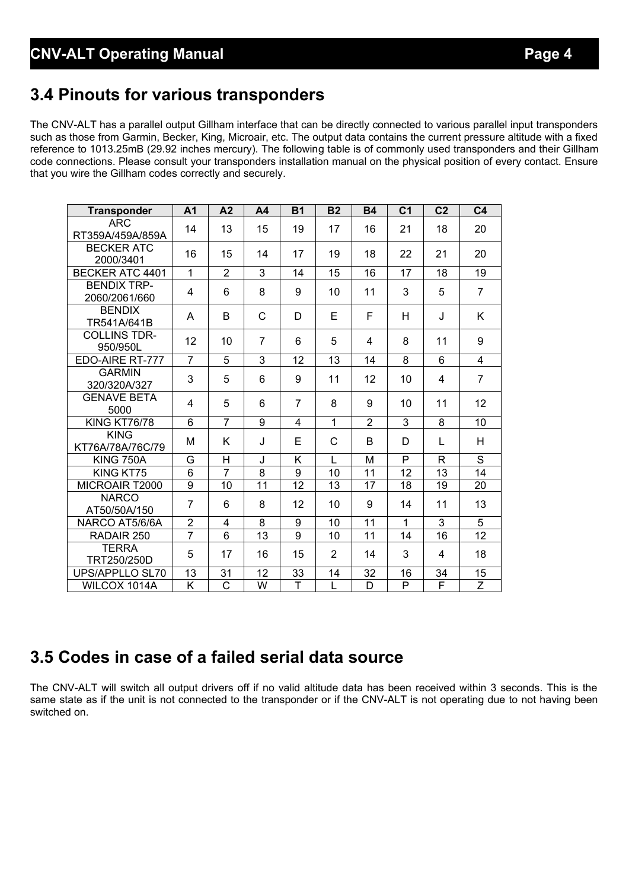## 3.4 Pinouts for various transponders

The CNV-ALT has a parallel output Gillham interface that can be directly connected to various parallel input transponders such as those from Garmin, Becker, King, Microair, etc. The output data contains the current pressure altitude with a fixed reference to 1013.25mB (29.92 inches mercury). The following table is of commonly used transponders and their Gillham code connections. Please consult your transponders installation manual on the physical position of every contact. Ensure that you wire the Gillham codes correctly and securely.

| Transponder | A1 | A2 | A4 | B1 | B2 | B4 | C1 | C2 | C4 |
|---|---|---|---|---|---|---|---|---|---|
| ARC RT359A/459A/859A | 14 | 13 | 15 | 19 | 17 | 16 | 21 | 18 | 20 |
| BECKER ATC 2000/3401 | 16 | 15 | 14 | 17 | 19 | 18 | 22 | 21 | 20 |
| BECKER ATC 4401 | 1 | 2 | 3 | 14 | 15 | 16 | 17 | 18 | 19 |
| BENDIX TRP-2060/2061/660 | 4 | 6 | 8 | 9 | 10 | 11 | 3 | 5 | 7 |
| BENDIX TR541A/641B | A | B | C | D | E | F | H | J | K |
| COLLINS TDR-950/950L | 12 | 10 | 7 | 6 | 5 | 4 | 8 | 11 | 9 |
| EDO-AIRE RT-777 | 7 | 5 | 3 | 12 | 13 | 14 | 8 | 6 | 4 |
| GARMIN 320/320A/327 | 3 | 5 | 6 | 9 | 11 | 12 | 10 | 4 | 7 |
| GENAVE BETA 5000 | 4 | 5 | 6 | 7 | 8 | 9 | 10 | 11 | 12 |
| KING KT76/78 | 6 | 7 | 9 | 4 | 1 | 2 | 3 | 8 | 10 |
| KING KT76A/78A/76C/79 | M | K | J | E | C | B | D | L | H |
| KING 750A | G | H | J | K | L | M | P | R | S |
| KING KT75 | 6 | 7 | 8 | 9 | 10 | 11 | 12 | 13 | 14 |
| MICROAIR T2000 | 9 | 10 | 11 | 12 | 13 | 17 | 18 | 19 | 20 |
| NARCO AT50/50A/150 | 7 | 6 | 8 | 12 | 10 | 9 | 14 | 11 | 13 |
| NARCO AT5/6/6A | 2 | 4 | 8 | 9 | 10 | 11 | 1 | 3 | 5 |
| RADAIR 250 | 7 | 6 | 13 | 9 | 10 | 11 | 14 | 16 | 12 |
| TERRA TRT250/250D | 5 | 17 | 16 | 15 | 2 | 14 | 3 | 4 | 18 |
| UPS/APPLLO SL70 | 13 | 31 | 12 | 33 | 14 | 32 | 16 | 34 | 15 |
| WILCOX 1014A | K | C | W | T | L | D | P | F | Z |

## 3.5 Codes in case of a failed serial data source

The CNV-ALT will switch all output drivers off if no valid altitude data has been received within 3 seconds. This is the same state as if the unit is not connected to the transponder or if the CNV-ALT is not operating due to not having been switched on.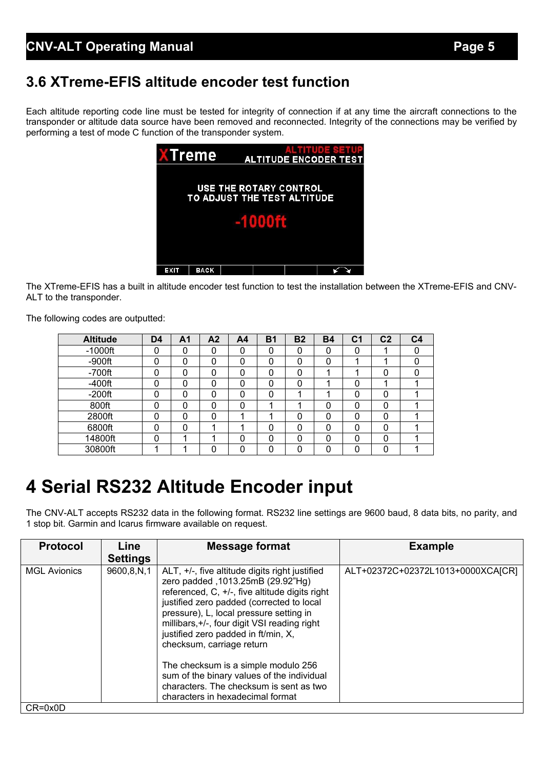## 3.6 XTreme-EFIS altitude encoder test function

Each altitude reporting code line must be tested for integrity of connection if at any time the aircraft connections to the transponder or altitude data source have been removed and reconnected. Integrity of the connections may be verified by performing a test of mode C function of the transponder system.

The XTreme-EFIS has a built in altitude encoder test function to test the installation between the XTreme-EFIS and CNV-ALT to the transponder.

The following codes are outputted:

| Altitude | D4 | A1 | A2 | A4 | B1 | B2 | B4 | C1 | C2 | C4 |
|---|---|---|---|---|---|---|---|---|---|---|
| -1000ft | 0 | 0 | 0 | 0 | 0 | 0 | 0 | 0 | 1 | 0 |
| -900ft | 0 | 0 | 0 | 0 | 0 | 0 | 0 | 1 | 1 | 0 |
| -700ft | 0 | 0 | 0 | 0 | 0 | 0 | 1 | 1 | 0 | 0 |
| -400ft | 0 | 0 | 0 | 0 | 0 | 0 | 1 | 0 | 1 | 1 |
| -200ft | 0 | 0 | 0 | 0 | 0 | 1 | 1 | 0 | 0 | 1 |
| 800ft | 0 | 0 | 0 | 0 | 1 | 1 | 0 | 0 | 0 | 1 |
| 2800ft | 0 | 0 | 0 | 1 | 1 | 0 | 0 | 0 | 0 | 1 |
| 6800ft | 0 | 0 | 1 | 1 | 0 | 0 | 0 | 0 | 0 | 1 |
| 14800ft | 0 | 1 | 1 | 0 | 0 | 0 | 0 | 0 | 0 | 1 |
| 30800ft | 1 | 1 | 0 | 0 | 0 | 0 | 0 | 0 | 0 | 1 |

# 4 Serial RS232 Altitude Encoder input

The CNV-ALT accepts RS232 data in the following format. RS232 line settings are 9600 baud, 8 data bits, no parity, and 1 stop bit. Garmin and Icarus firmware available on request.

| Protocol | Line Settings | Message format | Example |
|---|---|---|---|
| MGL Avionics | 9600,8,N,1 | ALT, +/-, five altitude digits right justified zero padded ,1013.25mB (29.92"Hg) referenced, C, +/-, five altitude digits right justified zero padded (corrected to local pressure), L, local pressure setting in millibars,+/-, four digit VSI reading right justified zero padded in ft/min, X, checksum, carriage return<br><br>The checksum is a simple modulo 256 sum of the binary values of the individual characters. The checksum is sent as two characters in hexadecimal format | ALT+02372C+02372L1013+0000XCA[CR] |
| CR=0x0D | | | |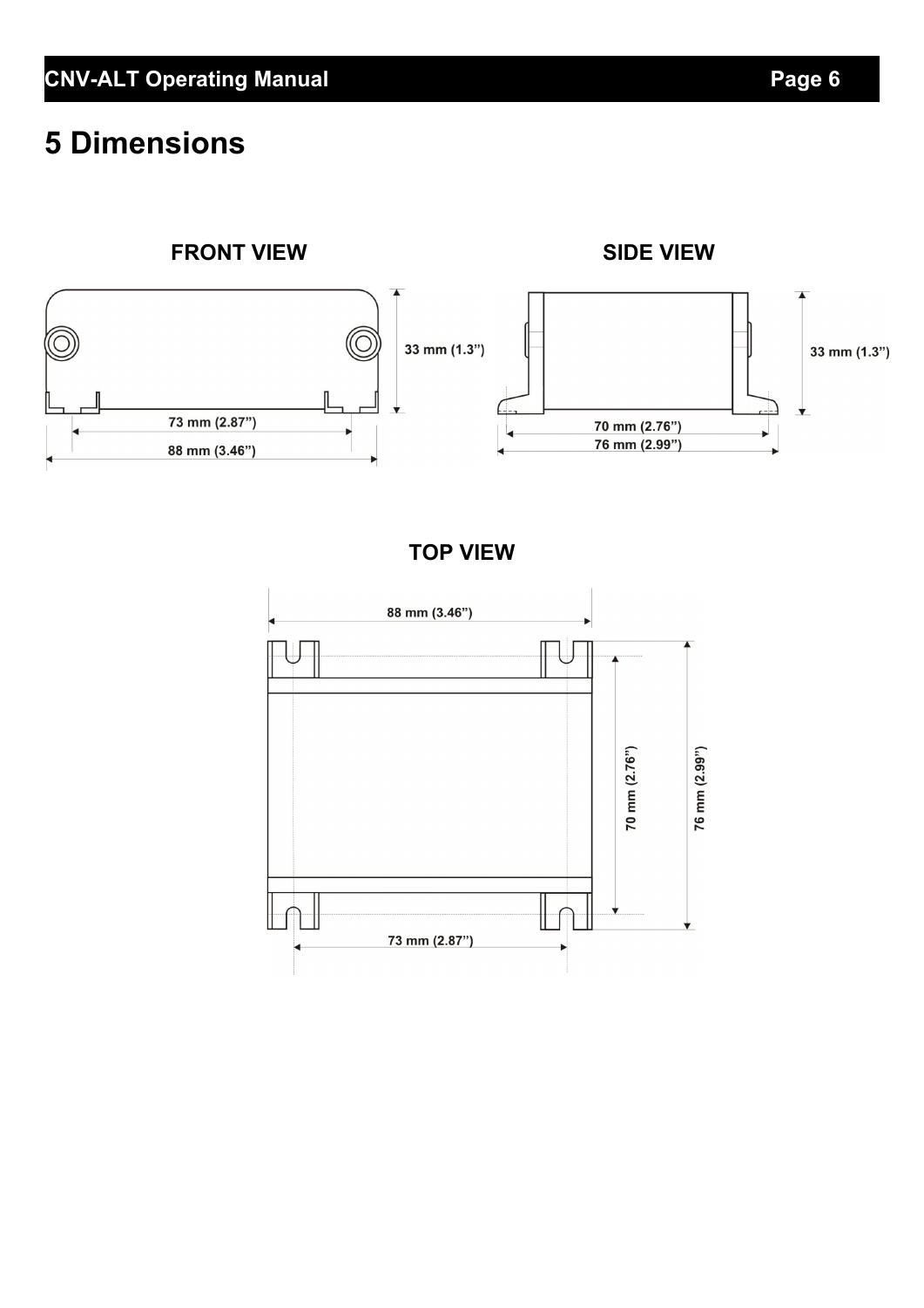# 5 Dimensions

**FRONT VIEW**

33 mm (1.3")

73 mm (2.87")

88 mm (3.46")

**SIDE VIEW**

33 mm (1.3")

70 mm (2.76")

76 mm (2.99")

**TOP VIEW**

88 mm (3.46")

70 mm (2.76")

76 mm (2.99")

73 mm (2.87")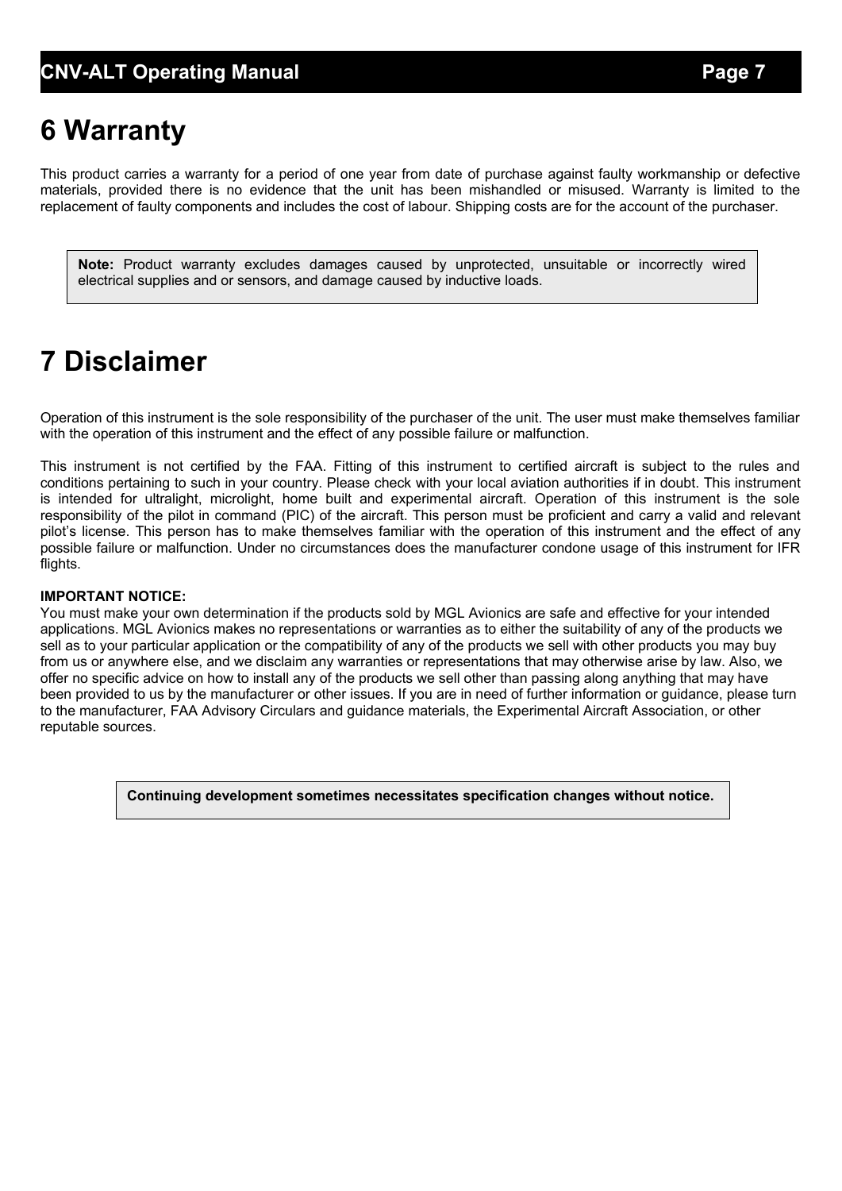# 6 Warranty

This product carries a warranty for a period of one year from date of purchase against faulty workmanship or defective materials, provided there is no evidence that the unit has been mishandled or misused. Warranty is limited to the replacement of faulty components and includes the cost of labour. Shipping costs are for the account of the purchaser.

> **Note:** Product warranty excludes damages caused by unprotected, unsuitable or incorrectly wired electrical supplies and or sensors, and damage caused by inductive loads.

# 7 Disclaimer

Operation of this instrument is the sole responsibility of the purchaser of the unit. The user must make themselves familiar with the operation of this instrument and the effect of any possible failure or malfunction.

This instrument is not certified by the FAA. Fitting of this instrument to certified aircraft is subject to the rules and conditions pertaining to such in your country. Please check with your local aviation authorities if in doubt. This instrument is intended for ultralight, microlight, home built and experimental aircraft. Operation of this instrument is the sole responsibility of the pilot in command (PIC) of the aircraft. This person must be proficient and carry a valid and relevant pilot's license. This person has to make themselves familiar with the operation of this instrument and the effect of any possible failure or malfunction. Under no circumstances does the manufacturer condone usage of this instrument for IFR flights.

**IMPORTANT NOTICE:**
You must make your own determination if the products sold by MGL Avionics are safe and effective for your intended applications. MGL Avionics makes no representations or warranties as to either the suitability of any of the products we sell as to your particular application or the compatibility of any of the products we sell with other products you may buy from us or anywhere else, and we disclaim any warranties or representations that may otherwise arise by law. Also, we offer no specific advice on how to install any of the products we sell other than passing along anything that may have been provided to us by the manufacturer or other issues. If you are in need of further information or guidance, please turn to the manufacturer, FAA Advisory Circulars and guidance materials, the Experimental Aircraft Association, or other reputable sources.

> **Continuing development sometimes necessitates specification changes without notice.**